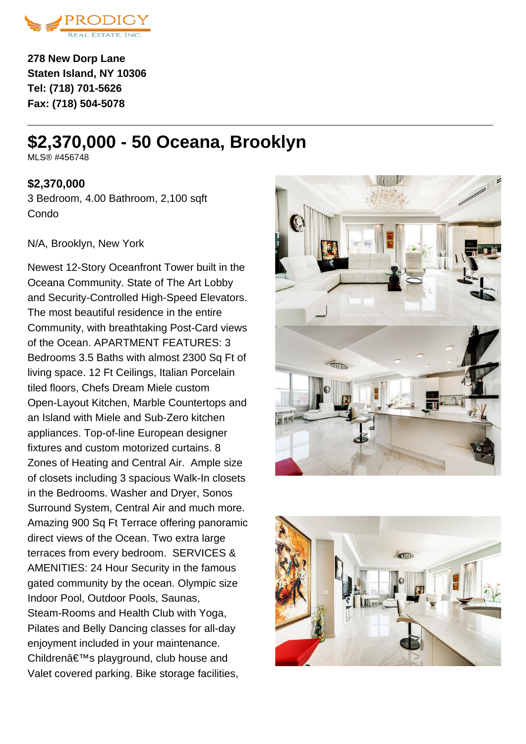PRODIGY
REAL ESTATE, INC.

**278 New Dorp Lane**
**Staten Island, NY 10306**
**Tel: (718) 701-5626**
**Fax: (718) 504-5078**

---

# $2,370,000 - 50 Oceana, Brooklyn

MLS® #456748

**$2,370,000**
3 Bedroom, 4.00 Bathroom, 2,100 sqft
Condo

N/A, Brooklyn, New York

Newest 12-Story Oceanfront Tower built in the Oceana Community. State of The Art Lobby and Security-Controlled High-Speed Elevators. The most beautiful residence in the entire Community, with breathtaking Post-Card views of the Ocean. APARTMENT FEATURES: 3 Bedrooms 3.5 Baths with almost 2300 Sq Ft of living space. 12 Ft Ceilings, Italian Porcelain tiled floors, Chefs Dream Miele custom Open-Layout Kitchen, Marble Countertops and an Island with Miele and Sub-Zero kitchen appliances. Top-of-line European designer fixtures and custom motorized curtains. 8 Zones of Heating and Central Air. Ample size of closets including 3 spacious Walk-In closets in the Bedrooms. Washer and Dryer, Sonos Surround System, Central Air and much more. Amazing 900 Sq Ft Terrace offering panoramic direct views of the Ocean. Two extra large terraces from every bedroom. SERVICES & AMENITIES: 24 Hour Security in the famous gated community by the ocean. Olympic size Indoor Pool, Outdoor Pools, Saunas, Steam-Rooms and Health Club with Yoga, Pilates and Belly Dancing classes for all-day enjoyment included in your maintenance. Childrenâ€™s playground, club house and Valet covered parking. Bike storage facilities,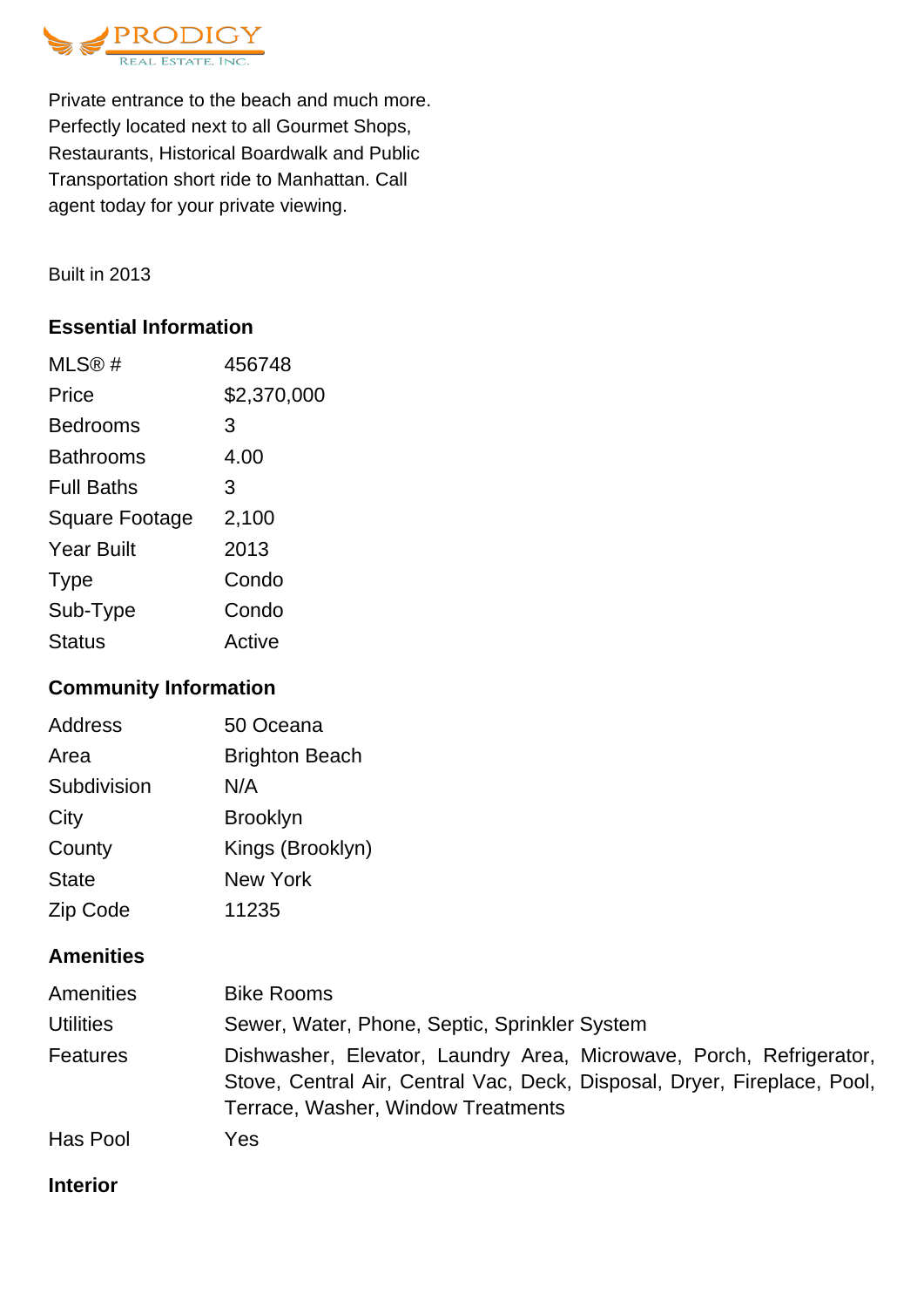Private entrance to the beach and much more. Perfectly located next to all Gourmet Shops, Restaurants, Historical Boardwalk and Public Transportation short ride to Manhattan. Call agent today for your private viewing.

Built in 2013

## Essential Information

| | |
|---|---|
| MLS® # | 456748 |
| Price | $2,370,000 |
| Bedrooms | 3 |
| Bathrooms | 4.00 |
| Full Baths | 3 |
| Square Footage | 2,100 |
| Year Built | 2013 |
| Type | Condo |
| Sub-Type | Condo |
| Status | Active |

## Community Information

| | |
|---|---|
| Address | 50 Oceana |
| Area | Brighton Beach |
| Subdivision | N/A |
| City | Brooklyn |
| County | Kings (Brooklyn) |
| State | New York |
| Zip Code | 11235 |

## Amenities

| | |
|---|---|
| Amenities | Bike Rooms |
| Utilities | Sewer, Water, Phone, Septic, Sprinkler System |
| Features | Dishwasher, Elevator, Laundry Area, Microwave, Porch, Refrigerator, Stove, Central Air, Central Vac, Deck, Disposal, Dryer, Fireplace, Pool, Terrace, Washer, Window Treatments |
| Has Pool | Yes |

## Interior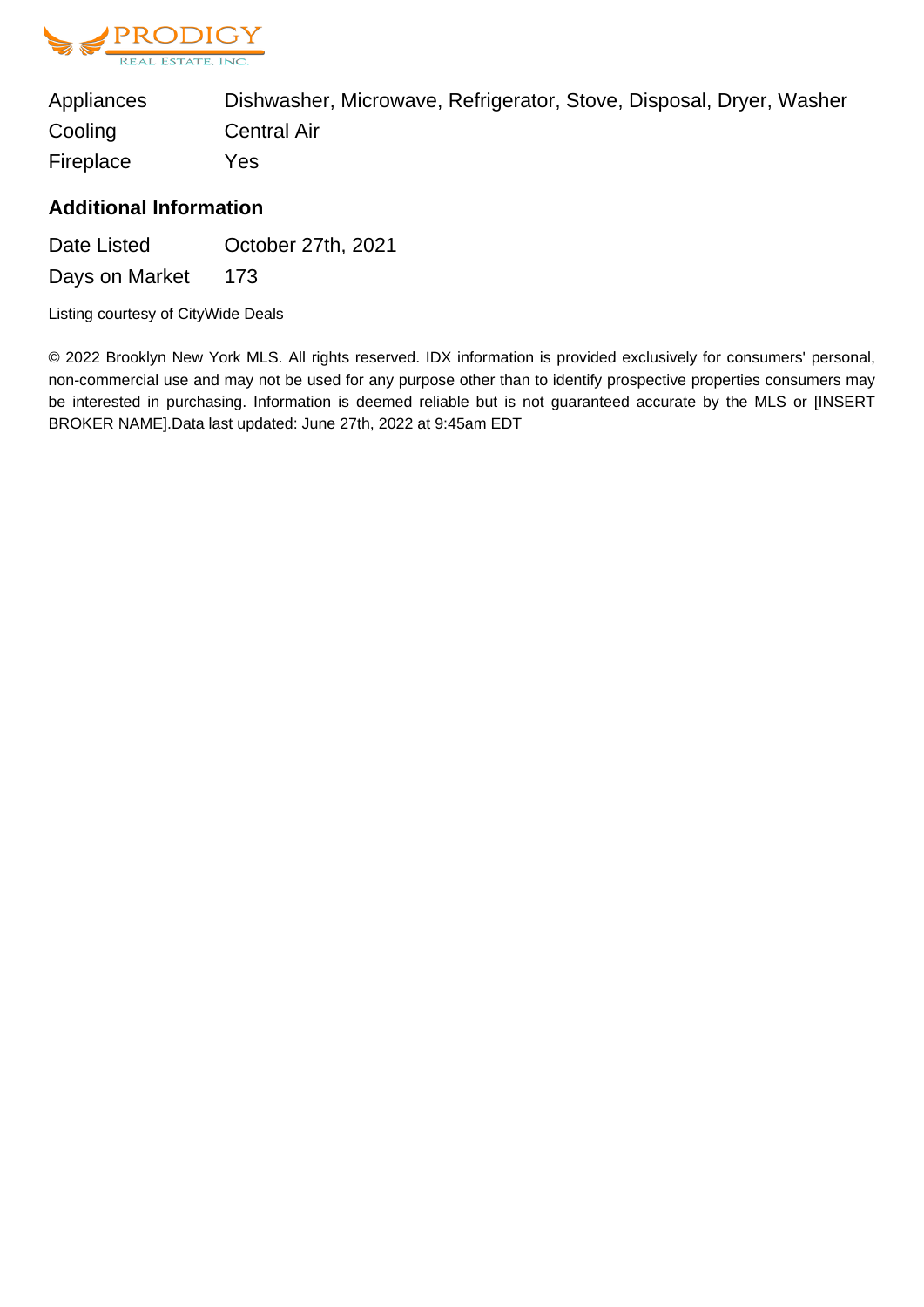| | |
|---|---|
| Appliances | Dishwasher, Microwave, Refrigerator, Stove, Disposal, Dryer, Washer |
| Cooling | Central Air |
| Fireplace | Yes |

## Additional Information

| | |
|---|---|
| Date Listed | October 27th, 2021 |
| Days on Market | 173 |

Listing courtesy of CityWide Deals

© 2022 Brooklyn New York MLS. All rights reserved. IDX information is provided exclusively for consumers' personal, non-commercial use and may not be used for any purpose other than to identify prospective properties consumers may be interested in purchasing. Information is deemed reliable but is not guaranteed accurate by the MLS or [INSERT BROKER NAME].Data last updated: June 27th, 2022 at 9:45am EDT